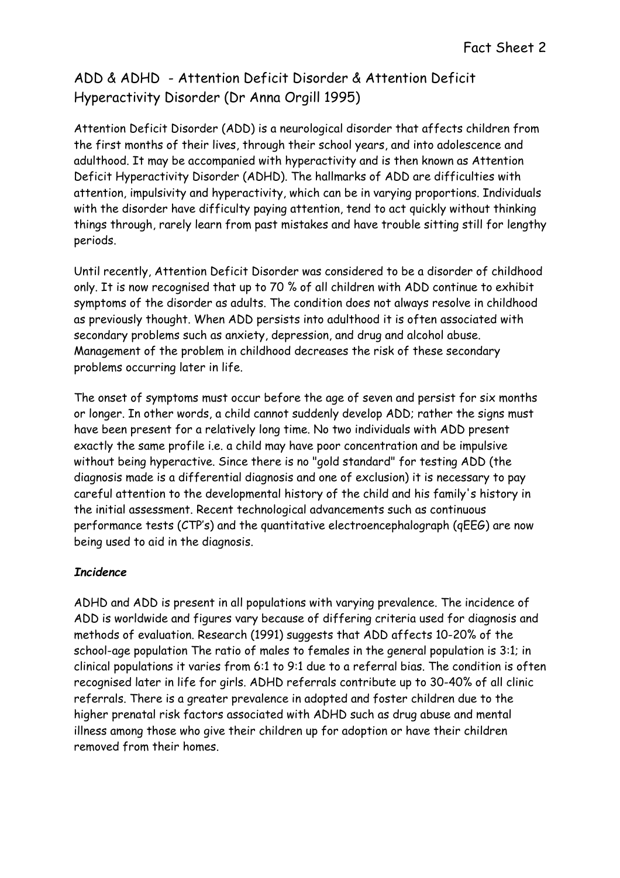Fact Sheet 2

# ADD & ADHD - Attention Deficit Disorder & Attention Deficit Hyperactivity Disorder (Dr Anna Orgill 1995)

Attention Deficit Disorder (ADD) is a neurological disorder that affects children from the first months of their lives, through their school years, and into adolescence and adulthood. It may be accompanied with hyperactivity and is then known as Attention Deficit Hyperactivity Disorder (ADHD). The hallmarks of ADD are difficulties with attention, impulsivity and hyperactivity, which can be in varying proportions. Individuals with the disorder have difficulty paying attention, tend to act quickly without thinking things through, rarely learn from past mistakes and have trouble sitting still for lengthy periods.

Until recently, Attention Deficit Disorder was considered to be a disorder of childhood only. It is now recognised that up to 70 % of all children with ADD continue to exhibit symptoms of the disorder as adults. The condition does not always resolve in childhood as previously thought. When ADD persists into adulthood it is often associated with secondary problems such as anxiety, depression, and drug and alcohol abuse. Management of the problem in childhood decreases the risk of these secondary problems occurring later in life.

The onset of symptoms must occur before the age of seven and persist for six months or longer. In other words, a child cannot suddenly develop ADD; rather the signs must have been present for a relatively long time. No two individuals with ADD present exactly the same profile i.e. a child may have poor concentration and be impulsive without being hyperactive. Since there is no "gold standard" for testing ADD (the diagnosis made is a differential diagnosis and one of exclusion) it is necessary to pay careful attention to the developmental history of the child and his family's history in the initial assessment. Recent technological advancements such as continuous performance tests (CTP's) and the quantitative electroencephalograph (qEEG) are now being used to aid in the diagnosis.

### *Incidence*

ADHD and ADD is present in all populations with varying prevalence. The incidence of ADD is worldwide and figures vary because of differing criteria used for diagnosis and methods of evaluation. Research (1991) suggests that ADD affects 10-20% of the school-age population The ratio of males to females in the general population is 3:1; in clinical populations it varies from 6:1 to 9:1 due to a referral bias. The condition is often recognised later in life for girls. ADHD referrals contribute up to 30-40% of all clinic referrals. There is a greater prevalence in adopted and foster children due to the higher prenatal risk factors associated with ADHD such as drug abuse and mental illness among those who give their children up for adoption or have their children removed from their homes.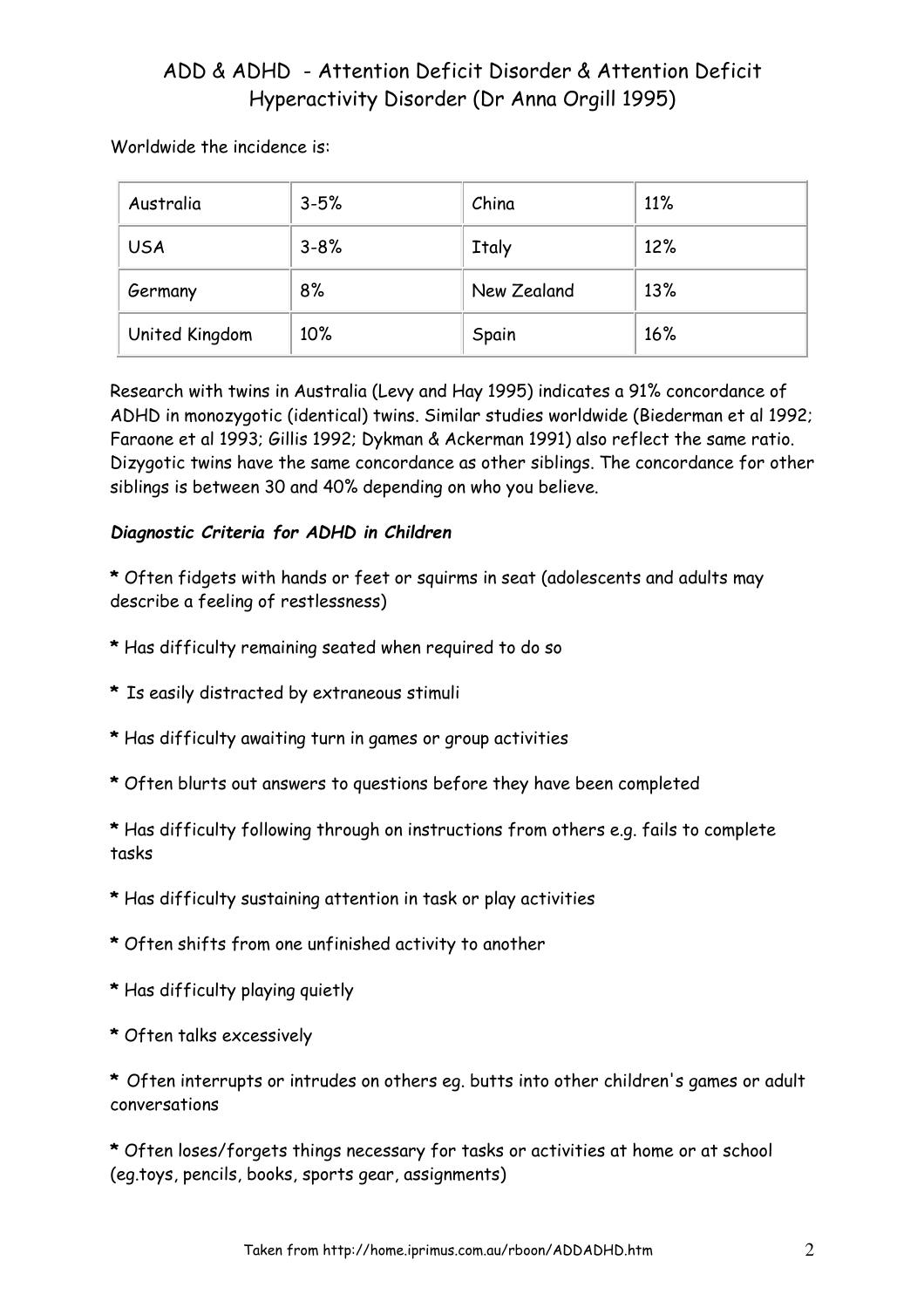# ADD & ADHD - Attention Deficit Disorder & Attention Deficit Hyperactivity Disorder (Dr Anna Orgill 1995)

Worldwide the incidence is:

| Australia | 3-5% | China | 11% |
|---|---|---|---|
| USA | 3-8% | Italy | 12% |
| Germany | 8% | New Zealand | 13% |
| United Kingdom | 10% | Spain | 16% |

Research with twins in Australia (Levy and Hay 1995) indicates a 91% concordance of ADHD in monozygotic (identical) twins. Similar studies worldwide (Biederman et al 1992; Faraone et al 1993; Gillis 1992; Dykman & Ackerman 1991) also reflect the same ratio. Dizygotic twins have the same concordance as other siblings. The concordance for other siblings is between 30 and 40% depending on who you believe.

***Diagnostic Criteria for ADHD in Children***

**\*** Often fidgets with hands or feet or squirms in seat (adolescents and adults may describe a feeling of restlessness)

**\*** Has difficulty remaining seated when required to do so

**\*** Is easily distracted by extraneous stimuli

**\*** Has difficulty awaiting turn in games or group activities

**\*** Often blurts out answers to questions before they have been completed

**\*** Has difficulty following through on instructions from others e.g. fails to complete tasks

**\*** Has difficulty sustaining attention in task or play activities

**\*** Often shifts from one unfinished activity to another

**\*** Has difficulty playing quietly

**\*** Often talks excessively

**\*** Often interrupts or intrudes on others eg. butts into other children's games or adult conversations

**\*** Often loses/forgets things necessary for tasks or activities at home or at school (eg.toys, pencils, books, sports gear, assignments)

Taken from http://home.iprimus.com.au/rboon/ADDADHD.htm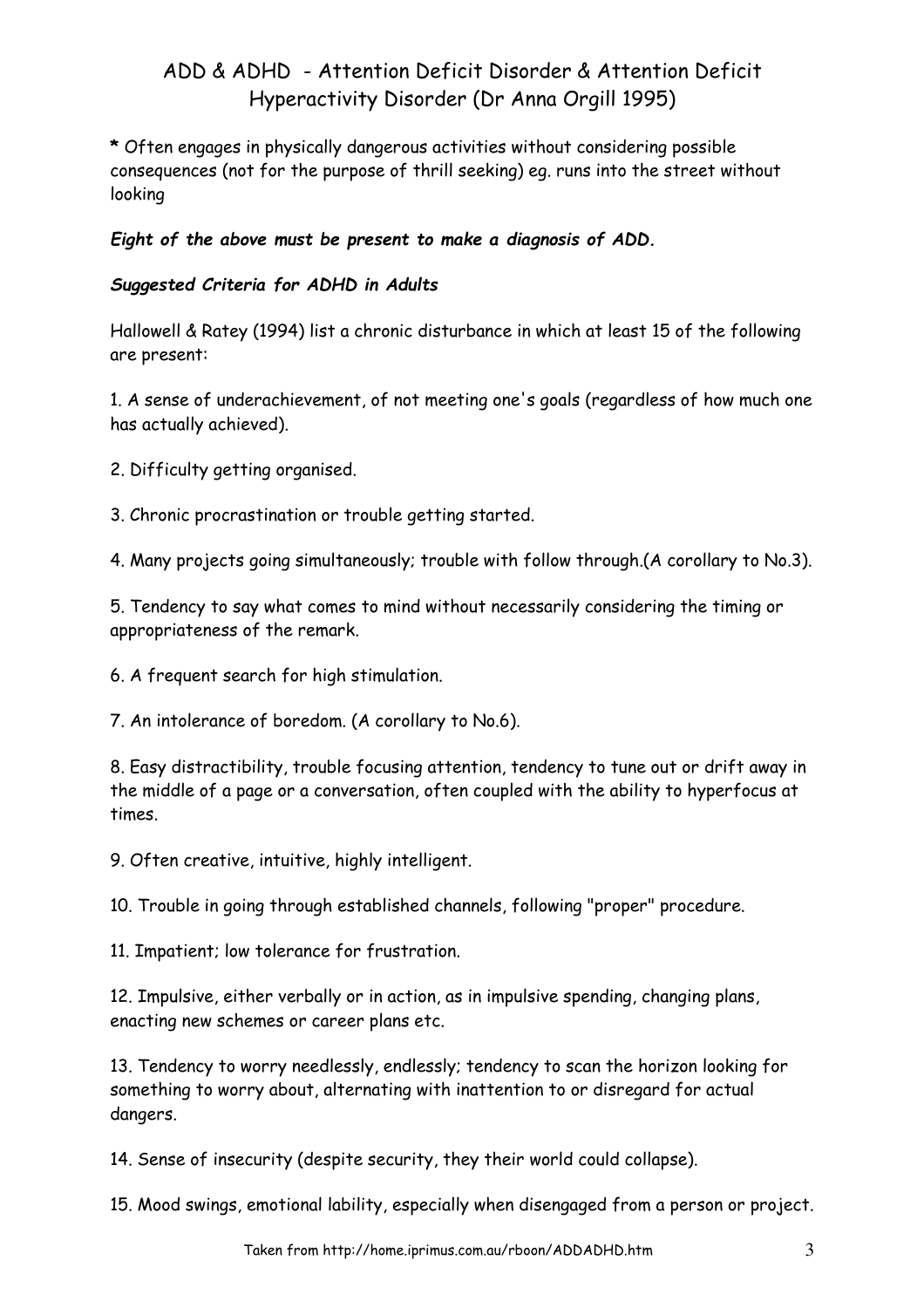**\*** Often engages in physically dangerous activities without considering possible consequences (not for the purpose of thrill seeking) eg. runs into the street without looking

***Eight of the above must be present to make a diagnosis of ADD.***

***Suggested Criteria for ADHD in Adults***

Hallowell & Ratey (1994) list a chronic disturbance in which at least 15 of the following are present:

1. A sense of underachievement, of not meeting one's goals (regardless of how much one has actually achieved).

2. Difficulty getting organised.

3. Chronic procrastination or trouble getting started.

4. Many projects going simultaneously; trouble with follow through.(A corollary to No.3).

5. Tendency to say what comes to mind without necessarily considering the timing or appropriateness of the remark.

6. A frequent search for high stimulation.

7. An intolerance of boredom. (A corollary to No.6).

8. Easy distractibility, trouble focusing attention, tendency to tune out or drift away in the middle of a page or a conversation, often coupled with the ability to hyperfocus at times.

9. Often creative, intuitive, highly intelligent.

10. Trouble in going through established channels, following "proper" procedure.

11. Impatient; low tolerance for frustration.

12. Impulsive, either verbally or in action, as in impulsive spending, changing plans, enacting new schemes or career plans etc.

13. Tendency to worry needlessly, endlessly; tendency to scan the horizon looking for something to worry about, alternating with inattention to or disregard for actual dangers.

14. Sense of insecurity (despite security, they their world could collapse).

15. Mood swings, emotional lability, especially when disengaged from a person or project.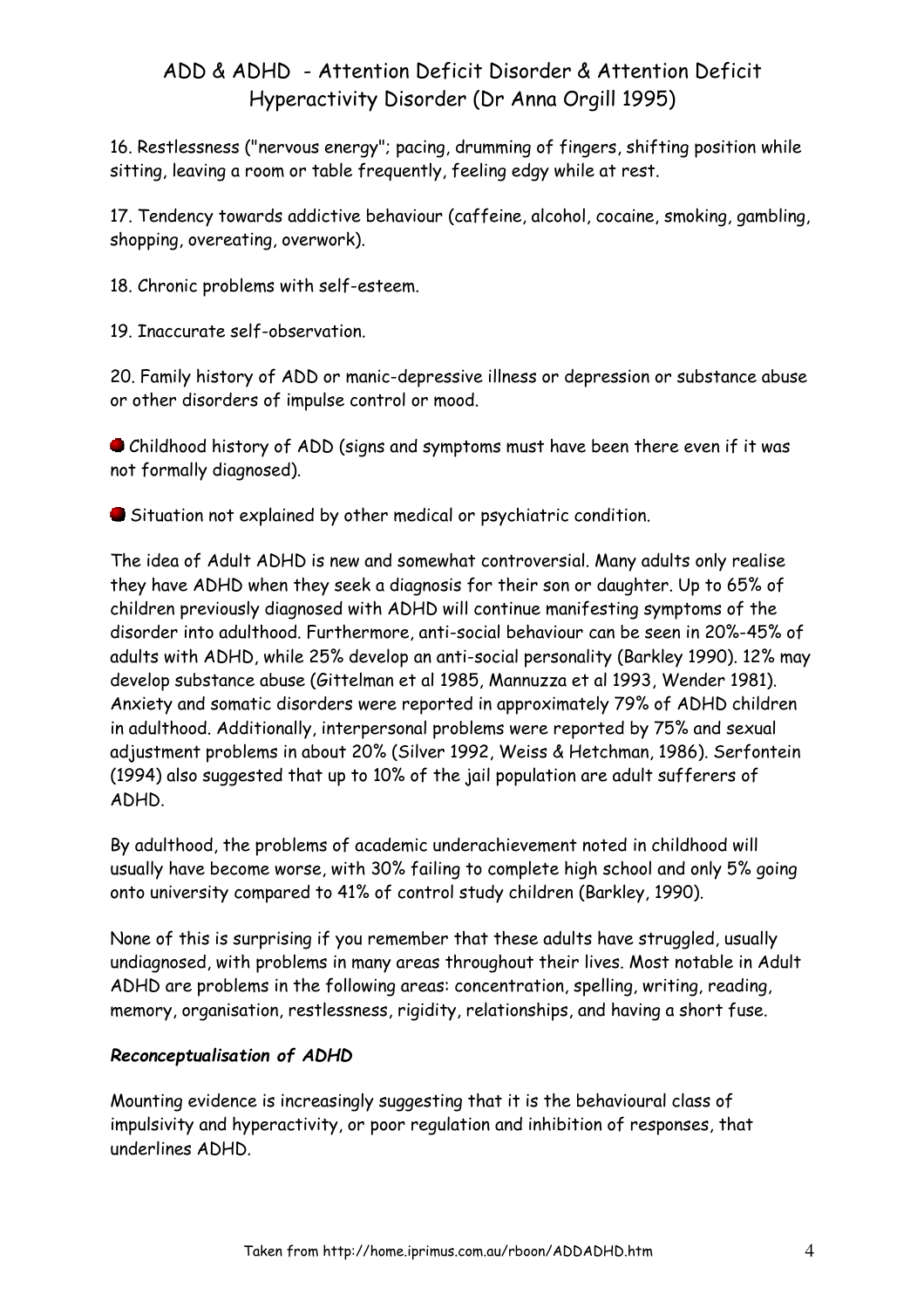16. Restlessness ("nervous energy"; pacing, drumming of fingers, shifting position while sitting, leaving a room or table frequently, feeling edgy while at rest.

17. Tendency towards addictive behaviour (caffeine, alcohol, cocaine, smoking, gambling, shopping, overeating, overwork).

18. Chronic problems with self-esteem.

19. Inaccurate self-observation.

20. Family history of ADD or manic-depressive illness or depression or substance abuse or other disorders of impulse control or mood.

- Childhood history of ADD (signs and symptoms must have been there even if it was not formally diagnosed).
- Situation not explained by other medical or psychiatric condition.

The idea of Adult ADHD is new and somewhat controversial. Many adults only realise they have ADHD when they seek a diagnosis for their son or daughter. Up to 65% of children previously diagnosed with ADHD will continue manifesting symptoms of the disorder into adulthood. Furthermore, anti-social behaviour can be seen in 20%-45% of adults with ADHD, while 25% develop an anti-social personality (Barkley 1990). 12% may develop substance abuse (Gittelman et al 1985, Mannuzza et al 1993, Wender 1981). Anxiety and somatic disorders were reported in approximately 79% of ADHD children in adulthood. Additionally, interpersonal problems were reported by 75% and sexual adjustment problems in about 20% (Silver 1992, Weiss & Hetchman, 1986). Serfontein (1994) also suggested that up to 10% of the jail population are adult sufferers of ADHD.

By adulthood, the problems of academic underachievement noted in childhood will usually have become worse, with 30% failing to complete high school and only 5% going onto university compared to 41% of control study children (Barkley, 1990).

None of this is surprising if you remember that these adults have struggled, usually undiagnosed, with problems in many areas throughout their lives. Most notable in Adult ADHD are problems in the following areas: concentration, spelling, writing, reading, memory, organisation, restlessness, rigidity, relationships, and having a short fuse.

***Reconceptualisation of ADHD***

Mounting evidence is increasingly suggesting that it is the behavioural class of impulsivity and hyperactivity, or poor regulation and inhibition of responses, that underlines ADHD.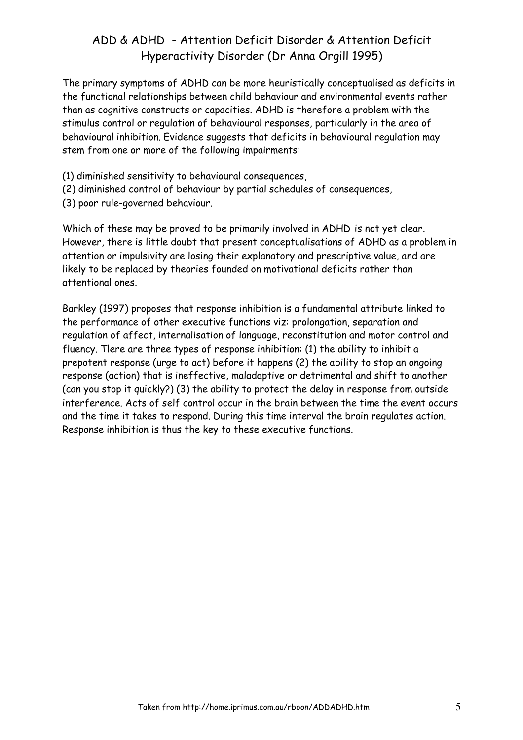## ADD & ADHD - Attention Deficit Disorder & Attention Deficit Hyperactivity Disorder (Dr Anna Orgill 1995)

The primary symptoms of ADHD can be more heuristically conceptualised as deficits in the functional relationships between child behaviour and environmental events rather than as cognitive constructs or capacities. ADHD is therefore a problem with the stimulus control or regulation of behavioural responses, particularly in the area of behavioural inhibition. Evidence suggests that deficits in behavioural regulation may stem from one or more of the following impairments:

(1) diminished sensitivity to behavioural consequences,
(2) diminished control of behaviour by partial schedules of consequences,
(3) poor rule-governed behaviour.

Which of these may be proved to be primarily involved in ADHD is not yet clear. However, there is little doubt that present conceptualisations of ADHD as a problem in attention or impulsivity are losing their explanatory and prescriptive value, and are likely to be replaced by theories founded on motivational deficits rather than attentional ones.

Barkley (1997) proposes that response inhibition is a fundamental attribute linked to the performance of other executive functions viz: prolongation, separation and regulation of affect, internalisation of language, reconstitution and motor control and fluency. Tlere are three types of response inhibition: (1) the ability to inhibit a prepotent response (urge to act) before it happens (2) the ability to stop an ongoing response (action) that is ineffective, maladaptive or detrimental and shift to another (can you stop it quickly?) (3) the ability to protect the delay in response from outside interference. Acts of self control occur in the brain between the time the event occurs and the time it takes to respond. During this time interval the brain regulates action. Response inhibition is thus the key to these executive functions.

Taken from http://home.iprimus.com.au/rboon/ADDADHD.htm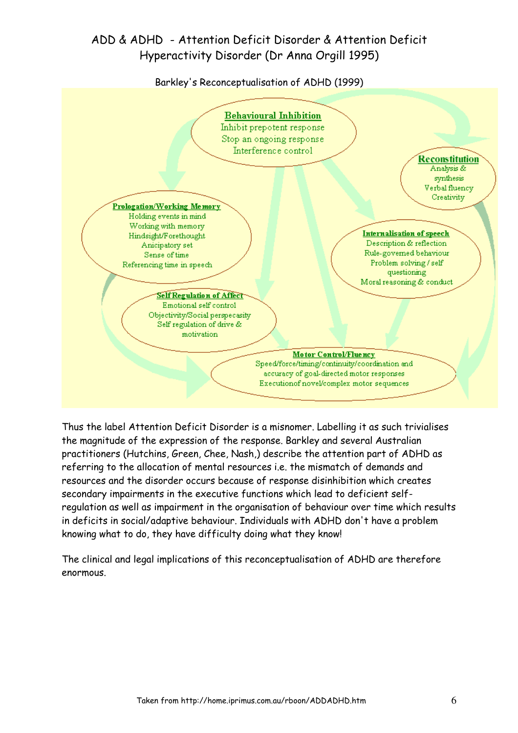# ADD & ADHD - Attention Deficit Disorder & Attention Deficit Hyperactivity Disorder (Dr Anna Orgill 1995)

Barkley's Reconceptualisation of ADHD (1999)

**Behavioural Inhibition**
Inhibit prepotent response
Stop an ongoing response
Interference control

**Reconstitution**
Analysis & synthesis
Verbal fluency
Creativity

**Prologation/Working Memory**
Holding events in mind
Working with memory
Hindsight/Forethought
Anicipatory set
Sense of time
Referencing time in speech

**Internalisation of speech**
Description & reflection
Rule-governed behaviour
Problem solving / self questioning
Moral reasoning & conduct

**Self Regulation of Affect**
Emotional self control
Objectivity/Social perspecasity
Self regulation of drive & motivation

**Motor Control/Fluency**
Speed/force/timing/continuity/coordination and accuracy of goal-directed motor responses
Executionof novel/complex motor sequences

Thus the label Attention Deficit Disorder is a misnomer. Labelling it as such trivialises the magnitude of the expression of the response. Barkley and several Australian practitioners (Hutchins, Green, Chee, Nash,) describe the attention part of ADHD as referring to the allocation of mental resources i.e. the mismatch of demands and resources and the disorder occurs because of response disinhibition which creates secondary impairments in the executive functions which lead to deficient self-regulation as well as impairment in the organisation of behaviour over time which results in deficits in social/adaptive behaviour. Individuals with ADHD don't have a problem knowing what to do, they have difficulty doing what they know!

The clinical and legal implications of this reconceptualisation of ADHD are therefore enormous.

Taken from http://home.iprimus.com.au/rboon/ADDADHD.htm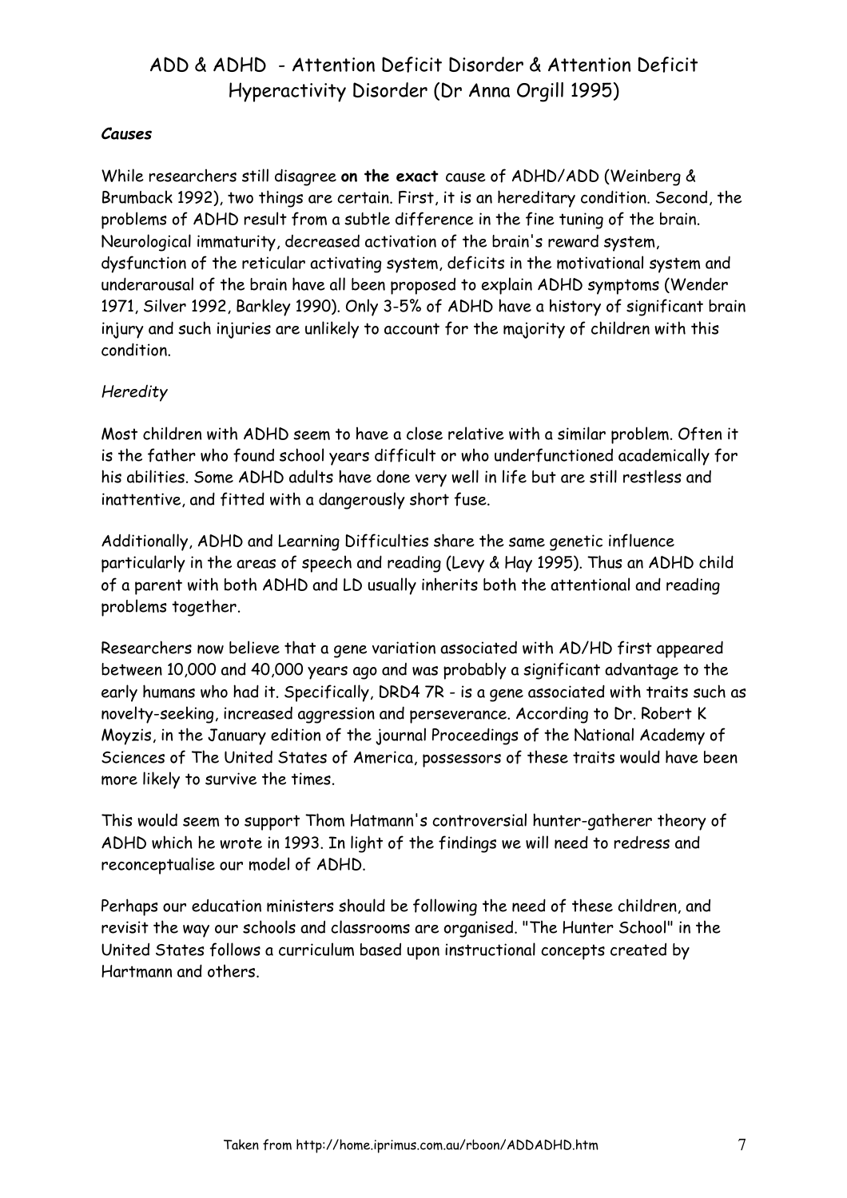# ADD & ADHD - Attention Deficit Disorder & Attention Deficit Hyperactivity Disorder (Dr Anna Orgill 1995)

***Causes***

While researchers still disagree **on the exact** cause of ADHD/ADD (Weinberg & Brumback 1992), two things are certain. First, it is an hereditary condition. Second, the problems of ADHD result from a subtle difference in the fine tuning of the brain. Neurological immaturity, decreased activation of the brain's reward system, dysfunction of the reticular activating system, deficits in the motivational system and underarousal of the brain have all been proposed to explain ADHD symptoms (Wender 1971, Silver 1992, Barkley 1990). Only 3-5% of ADHD have a history of significant brain injury and such injuries are unlikely to account for the majority of children with this condition.

*Heredity*

Most children with ADHD seem to have a close relative with a similar problem. Often it is the father who found school years difficult or who underfunctioned academically for his abilities. Some ADHD adults have done very well in life but are still restless and inattentive, and fitted with a dangerously short fuse.

Additionally, ADHD and Learning Difficulties share the same genetic influence particularly in the areas of speech and reading (Levy & Hay 1995). Thus an ADHD child of a parent with both ADHD and LD usually inherits both the attentional and reading problems together.

Researchers now believe that a gene variation associated with AD/HD first appeared between 10,000 and 40,000 years ago and was probably a significant advantage to the early humans who had it. Specifically, DRD4 7R - is a gene associated with traits such as novelty-seeking, increased aggression and perseverance. According to Dr. Robert K Moyzis, in the January edition of the journal Proceedings of the National Academy of Sciences of The United States of America, possessors of these traits would have been more likely to survive the times.

This would seem to support Thom Hatmann's controversial hunter-gatherer theory of ADHD which he wrote in 1993. In light of the findings we will need to redress and reconceptualise our model of ADHD.

Perhaps our education ministers should be following the need of these children, and revisit the way our schools and classrooms are organised. "The Hunter School" in the United States follows a curriculum based upon instructional concepts created by Hartmann and others.

Taken from http://home.iprimus.com.au/rboon/ADDADHD.htm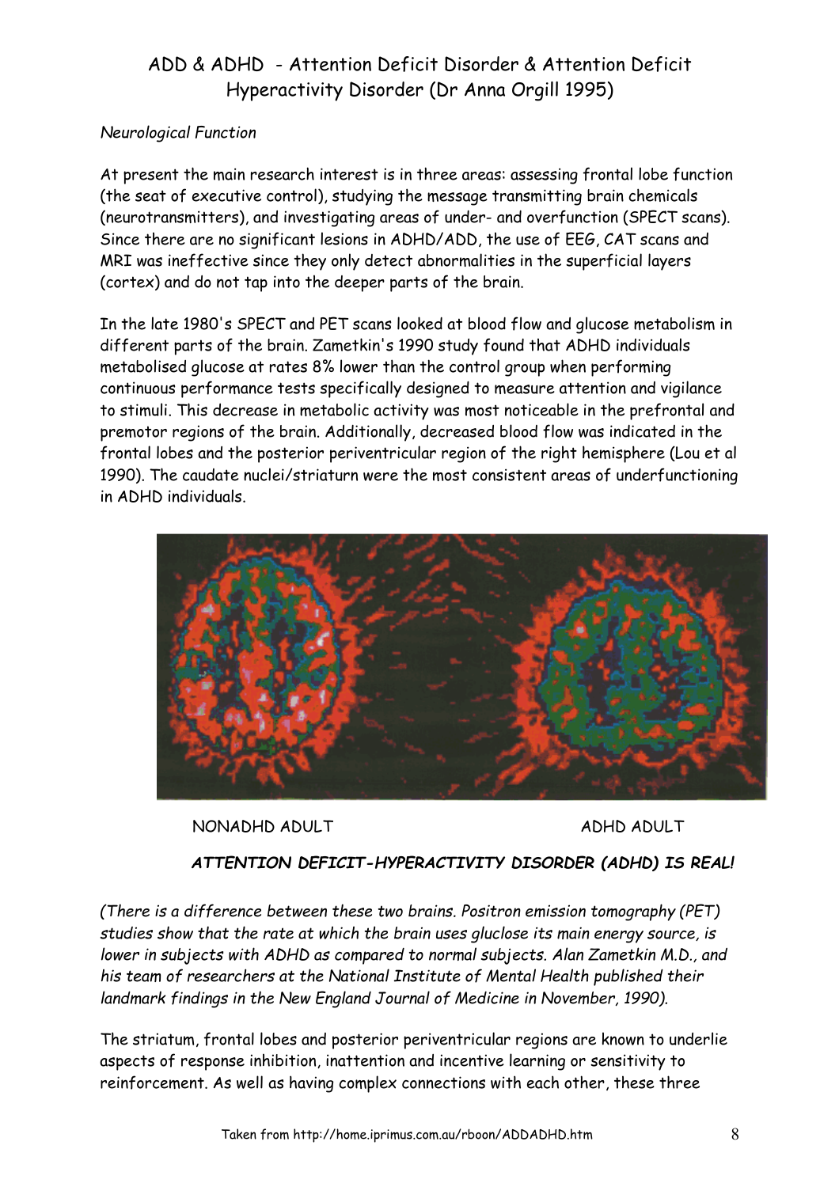# ADD & ADHD - Attention Deficit Disorder & Attention Deficit Hyperactivity Disorder (Dr Anna Orgill 1995)

*Neurological Function*

At present the main research interest is in three areas: assessing frontal lobe function (the seat of executive control), studying the message transmitting brain chemicals (neurotransmitters), and investigating areas of under- and overfunction (SPECT scans). Since there are no significant lesions in ADHD/ADD, the use of EEG, CAT scans and MRI was ineffective since they only detect abnormalities in the superficial layers (cortex) and do not tap into the deeper parts of the brain.

In the late 1980's SPECT and PET scans looked at blood flow and glucose metabolism in different parts of the brain. Zametkin's 1990 study found that ADHD individuals metabolised glucose at rates 8% lower than the control group when performing continuous performance tests specifically designed to measure attention and vigilance to stimuli. This decrease in metabolic activity was most noticeable in the prefrontal and premotor regions of the brain. Additionally, decreased blood flow was indicated in the frontal lobes and the posterior periventricular region of the right hemisphere (Lou et al 1990). The caudate nuclei/striaturn were the most consistent areas of underfunctioning in ADHD individuals.

NONADHD ADULT ADHD ADULT

***ATTENTION DEFICIT-HYPERACTIVITY DISORDER (ADHD) IS REAL!***

*(There is a difference between these two brains. Positron emission tomography (PET) studies show that the rate at which the brain uses gluclose its main energy source, is lower in subjects with ADHD as compared to normal subjects. Alan Zametkin M.D., and his team of researchers at the National Institute of Mental Health published their landmark findings in the New England Journal of Medicine in November, 1990).*

The striatum, frontal lobes and posterior periventricular regions are known to underlie aspects of response inhibition, inattention and incentive learning or sensitivity to reinforcement. As well as having complex connections with each other, these three

Taken from http://home.iprimus.com.au/rboon/ADDADHD.htm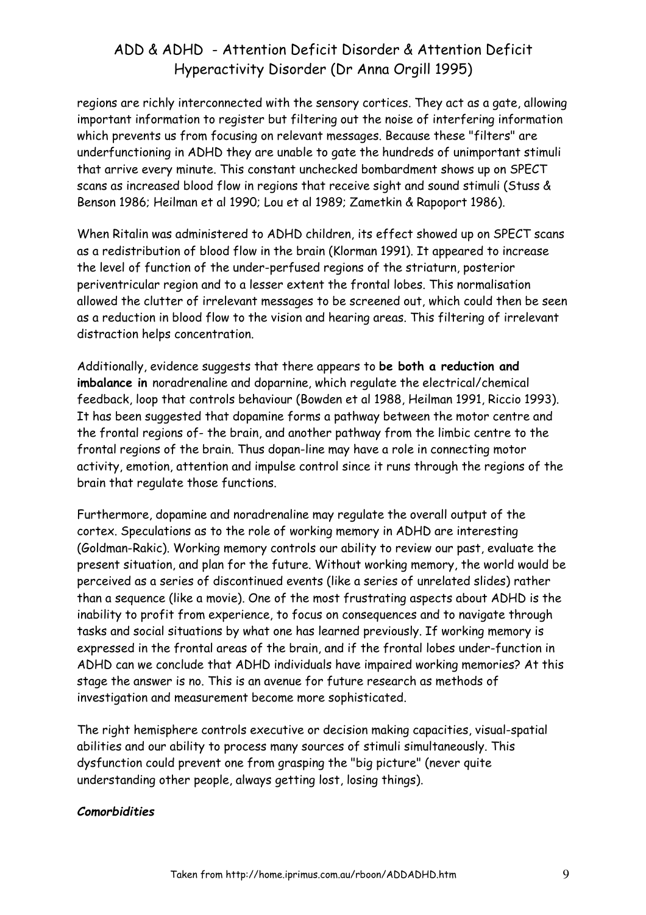regions are richly interconnected with the sensory cortices. They act as a gate, allowing important information to register but filtering out the noise of interfering information which prevents us from focusing on relevant messages. Because these "filters" are underfunctioning in ADHD they are unable to gate the hundreds of unimportant stimuli that arrive every minute. This constant unchecked bombardment shows up on SPECT scans as increased blood flow in regions that receive sight and sound stimuli (Stuss & Benson 1986; Heilman et al 1990; Lou et al 1989; Zametkin & Rapoport 1986).

When Ritalin was administered to ADHD children, its effect showed up on SPECT scans as a redistribution of blood flow in the brain (Klorman 1991). It appeared to increase the level of function of the under-perfused regions of the striaturn, posterior periventricular region and to a lesser extent the frontal lobes. This normalisation allowed the clutter of irrelevant messages to be screened out, which could then be seen as a reduction in blood flow to the vision and hearing areas. This filtering of irrelevant distraction helps concentration.

Additionally, evidence suggests that there appears to **be both a reduction and imbalance in** noradrenaline and doparnine, which regulate the electrical/chemical feedback, loop that controls behaviour (Bowden et al 1988, Heilman 1991, Riccio 1993). It has been suggested that dopamine forms a pathway between the motor centre and the frontal regions of- the brain, and another pathway from the limbic centre to the frontal regions of the brain. Thus dopan-line may have a role in connecting motor activity, emotion, attention and impulse control since it runs through the regions of the brain that regulate those functions.

Furthermore, dopamine and noradrenaline may regulate the overall output of the cortex. Speculations as to the role of working memory in ADHD are interesting (Goldman-Rakic). Working memory controls our ability to review our past, evaluate the present situation, and plan for the future. Without working memory, the world would be perceived as a series of discontinued events (like a series of unrelated slides) rather than a sequence (like a movie). One of the most frustrating aspects about ADHD is the inability to profit from experience, to focus on consequences and to navigate through tasks and social situations by what one has learned previously. If working memory is expressed in the frontal areas of the brain, and if the frontal lobes under-function in ADHD can we conclude that ADHD individuals have impaired working memories? At this stage the answer is no. This is an avenue for future research as methods of investigation and measurement become more sophisticated.

The right hemisphere controls executive or decision making capacities, visual-spatial abilities and our ability to process many sources of stimuli simultaneously. This dysfunction could prevent one from grasping the "big picture" (never quite understanding other people, always getting lost, losing things).

***Comorbidities***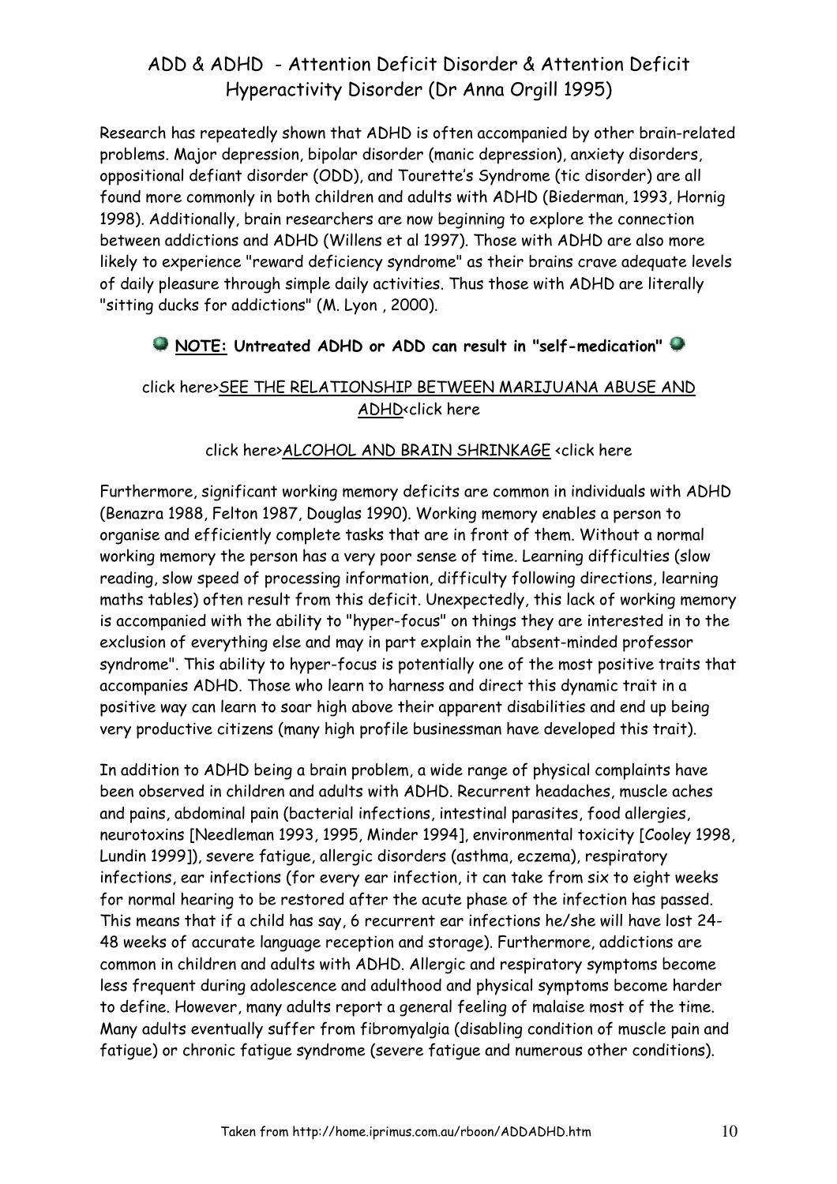# ADD & ADHD - Attention Deficit Disorder & Attention Deficit Hyperactivity Disorder (Dr Anna Orgill 1995)

Research has repeatedly shown that ADHD is often accompanied by other brain-related problems. Major depression, bipolar disorder (manic depression), anxiety disorders, oppositional defiant disorder (ODD), and Tourette's Syndrome (tic disorder) are all found more commonly in both children and adults with ADHD (Biederman, 1993, Hornig 1998). Additionally, brain researchers are now beginning to explore the connection between addictions and ADHD (Willens et al 1997). Those with ADHD are also more likely to experience "reward deficiency syndrome" as their brains crave adequate levels of daily pleasure through simple daily activities. Thus those with ADHD are literally "sitting ducks for addictions" (M. Lyon , 2000).

**NOTE: Untreated ADHD or ADD can result in "self-medication"**

click here>SEE THE RELATIONSHIP BETWEEN MARIJUANA ABUSE AND ADHD<click here

click here>ALCOHOL AND BRAIN SHRINKAGE <click here

Furthermore, significant working memory deficits are common in individuals with ADHD (Benazra 1988, Felton 1987, Douglas 1990). Working memory enables a person to organise and efficiently complete tasks that are in front of them. Without a normal working memory the person has a very poor sense of time. Learning difficulties (slow reading, slow speed of processing information, difficulty following directions, learning maths tables) often result from this deficit. Unexpectedly, this lack of working memory is accompanied with the ability to "hyper-focus" on things they are interested in to the exclusion of everything else and may in part explain the "absent-minded professor syndrome". This ability to hyper-focus is potentially one of the most positive traits that accompanies ADHD. Those who learn to harness and direct this dynamic trait in a positive way can learn to soar high above their apparent disabilities and end up being very productive citizens (many high profile businessman have developed this trait).

In addition to ADHD being a brain problem, a wide range of physical complaints have been observed in children and adults with ADHD. Recurrent headaches, muscle aches and pains, abdominal pain (bacterial infections, intestinal parasites, food allergies, neurotoxins [Needleman 1993, 1995, Minder 1994], environmental toxicity [Cooley 1998, Lundin 1999]), severe fatigue, allergic disorders (asthma, eczema), respiratory infections, ear infections (for every ear infection, it can take from six to eight weeks for normal hearing to be restored after the acute phase of the infection has passed. This means that if a child has say, 6 recurrent ear infections he/she will have lost 24-48 weeks of accurate language reception and storage). Furthermore, addictions are common in children and adults with ADHD. Allergic and respiratory symptoms become less frequent during adolescence and adulthood and physical symptoms become harder to define. However, many adults report a general feeling of malaise most of the time. Many adults eventually suffer from fibromyalgia (disabling condition of muscle pain and fatigue) or chronic fatigue syndrome (severe fatigue and numerous other conditions).

Taken from http://home.iprimus.com.au/rboon/ADDADHD.htm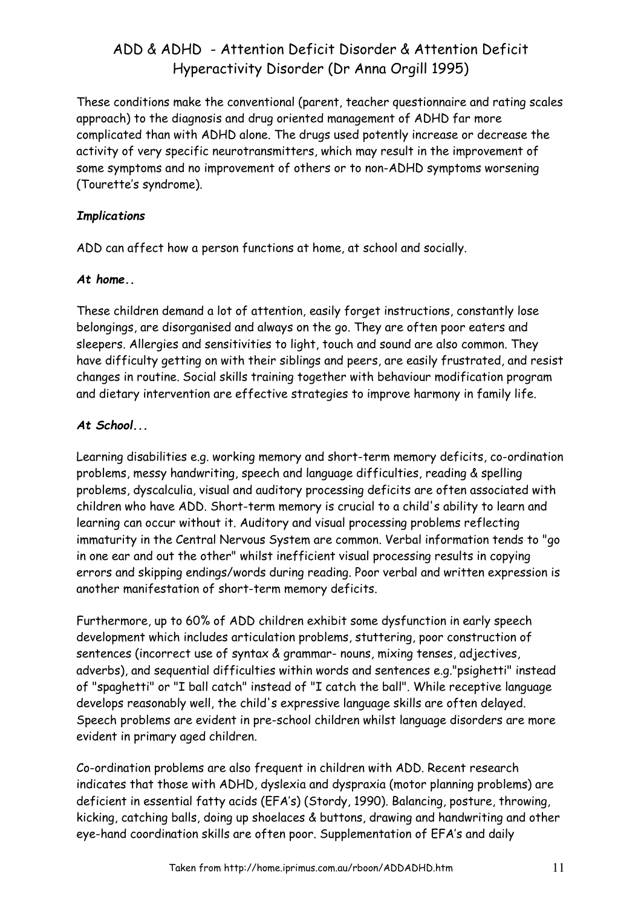# ADD & ADHD - Attention Deficit Disorder & Attention Deficit Hyperactivity Disorder (Dr Anna Orgill 1995)

These conditions make the conventional (parent, teacher questionnaire and rating scales approach) to the diagnosis and drug oriented management of ADHD far more complicated than with ADHD alone. The drugs used potently increase or decrease the activity of very specific neurotransmitters, which may result in the improvement of some symptoms and no improvement of others or to non-ADHD symptoms worsening (Tourette's syndrome).

***Implications***

ADD can affect how a person functions at home, at school and socially.

***At home..***

These children demand a lot of attention, easily forget instructions, constantly lose belongings, are disorganised and always on the go. They are often poor eaters and sleepers. Allergies and sensitivities to light, touch and sound are also common. They have difficulty getting on with their siblings and peers, are easily frustrated, and resist changes in routine. Social skills training together with behaviour modification program and dietary intervention are effective strategies to improve harmony in family life.

***At School...***

Learning disabilities e.g. working memory and short-term memory deficits, co-ordination problems, messy handwriting, speech and language difficulties, reading & spelling problems, dyscalculia, visual and auditory processing deficits are often associated with children who have ADD. Short-term memory is crucial to a child's ability to learn and learning can occur without it. Auditory and visual processing problems reflecting immaturity in the Central Nervous System are common. Verbal information tends to "go in one ear and out the other" whilst inefficient visual processing results in copying errors and skipping endings/words during reading. Poor verbal and written expression is another manifestation of short-term memory deficits.

Furthermore, up to 60% of ADD children exhibit some dysfunction in early speech development which includes articulation problems, stuttering, poor construction of sentences (incorrect use of syntax & grammar- nouns, mixing tenses, adjectives, adverbs), and sequential difficulties within words and sentences e.g."psighetti" instead of "spaghetti" or "I ball catch" instead of "I catch the ball". While receptive language develops reasonably well, the child's expressive language skills are often delayed. Speech problems are evident in pre-school children whilst language disorders are more evident in primary aged children.

Co-ordination problems are also frequent in children with ADD. Recent research indicates that those with ADHD, dyslexia and dyspraxia (motor planning problems) are deficient in essential fatty acids (EFA's) (Stordy, 1990). Balancing, posture, throwing, kicking, catching balls, doing up shoelaces & buttons, drawing and handwriting and other eye-hand coordination skills are often poor. Supplementation of EFA's and daily

Taken from http://home.iprimus.com.au/rboon/ADDADHD.htm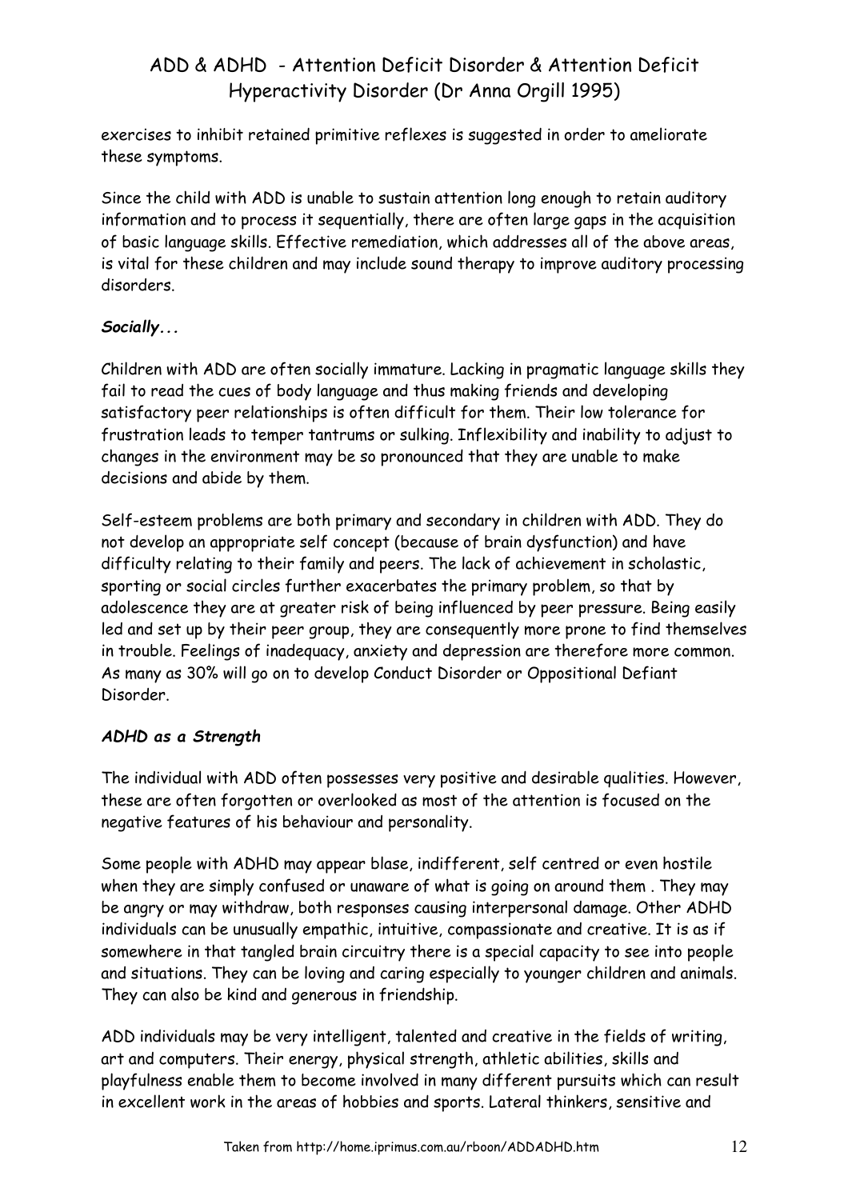exercises to inhibit retained primitive reflexes is suggested in order to ameliorate these symptoms.

Since the child with ADD is unable to sustain attention long enough to retain auditory information and to process it sequentially, there are often large gaps in the acquisition of basic language skills. Effective remediation, which addresses all of the above areas, is vital for these children and may include sound therapy to improve auditory processing disorders.

***Socially...***

Children with ADD are often socially immature. Lacking in pragmatic language skills they fail to read the cues of body language and thus making friends and developing satisfactory peer relationships is often difficult for them. Their low tolerance for frustration leads to temper tantrums or sulking. Inflexibility and inability to adjust to changes in the environment may be so pronounced that they are unable to make decisions and abide by them.

Self-esteem problems are both primary and secondary in children with ADD. They do not develop an appropriate self concept (because of brain dysfunction) and have difficulty relating to their family and peers. The lack of achievement in scholastic, sporting or social circles further exacerbates the primary problem, so that by adolescence they are at greater risk of being influenced by peer pressure. Being easily led and set up by their peer group, they are consequently more prone to find themselves in trouble. Feelings of inadequacy, anxiety and depression are therefore more common. As many as 30% will go on to develop Conduct Disorder or Oppositional Defiant Disorder.

***ADHD as a Strength***

The individual with ADD often possesses very positive and desirable qualities. However, these are often forgotten or overlooked as most of the attention is focused on the negative features of his behaviour and personality.

Some people with ADHD may appear blase, indifferent, self centred or even hostile when they are simply confused or unaware of what is going on around them . They may be angry or may withdraw, both responses causing interpersonal damage. Other ADHD individuals can be unusually empathic, intuitive, compassionate and creative. It is as if somewhere in that tangled brain circuitry there is a special capacity to see into people and situations. They can be loving and caring especially to younger children and animals. They can also be kind and generous in friendship.

ADD individuals may be very intelligent, talented and creative in the fields of writing, art and computers. Their energy, physical strength, athletic abilities, skills and playfulness enable them to become involved in many different pursuits which can result in excellent work in the areas of hobbies and sports. Lateral thinkers, sensitive and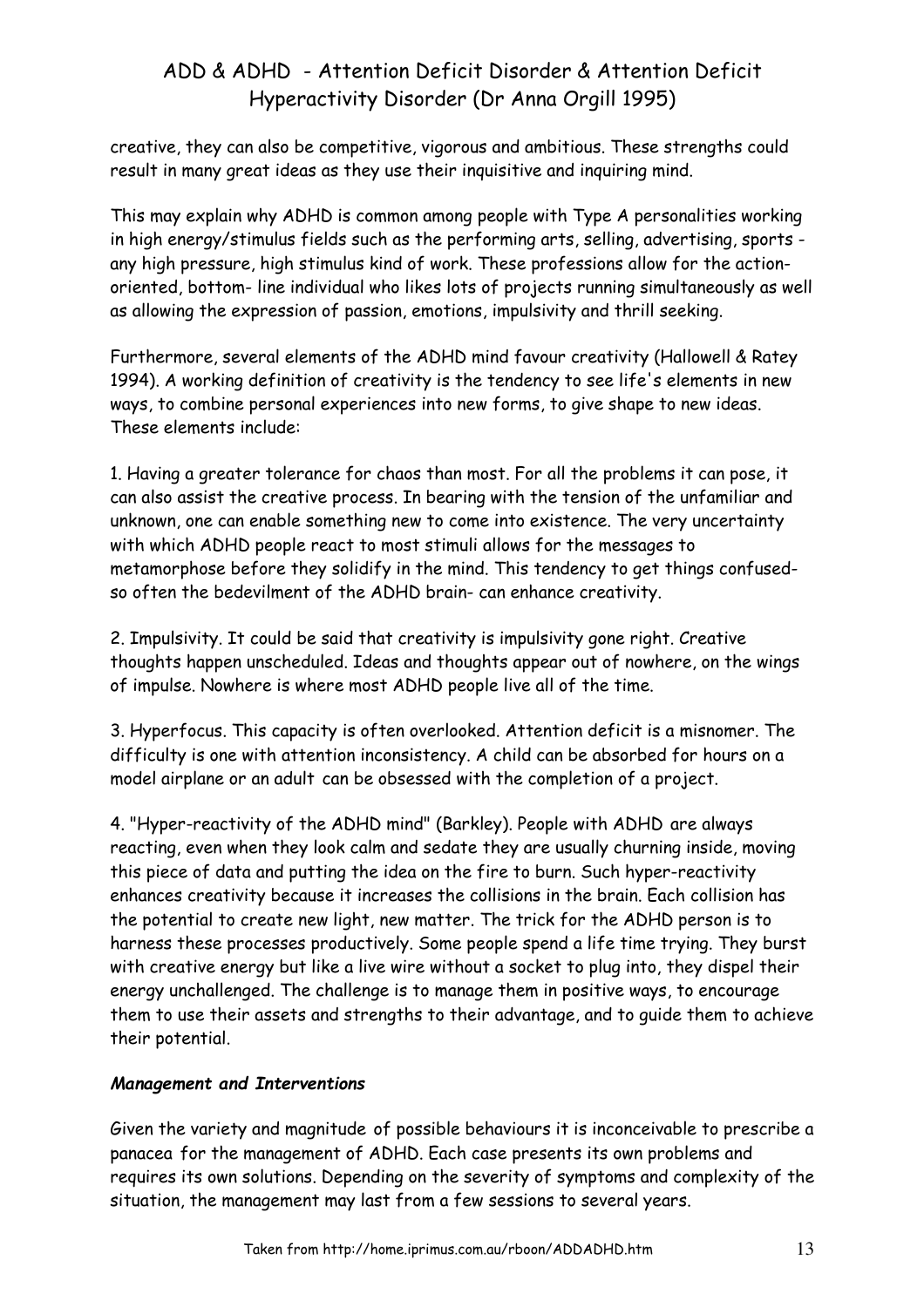creative, they can also be competitive, vigorous and ambitious. These strengths could result in many great ideas as they use their inquisitive and inquiring mind.

This may explain why ADHD is common among people with Type A personalities working in high energy/stimulus fields such as the performing arts, selling, advertising, sports - any high pressure, high stimulus kind of work. These professions allow for the action-oriented, bottom- line individual who likes lots of projects running simultaneously as well as allowing the expression of passion, emotions, impulsivity and thrill seeking.

Furthermore, several elements of the ADHD mind favour creativity (Hallowell & Ratey 1994). A working definition of creativity is the tendency to see life's elements in new ways, to combine personal experiences into new forms, to give shape to new ideas. These elements include:

1. Having a greater tolerance for chaos than most. For all the problems it can pose, it can also assist the creative process. In bearing with the tension of the unfamiliar and unknown, one can enable something new to come into existence. The very uncertainty with which ADHD people react to most stimuli allows for the messages to metamorphose before they solidify in the mind. This tendency to get things confused- so often the bedevilment of the ADHD brain- can enhance creativity.

2. Impulsivity. It could be said that creativity is impulsivity gone right. Creative thoughts happen unscheduled. Ideas and thoughts appear out of nowhere, on the wings of impulse. Nowhere is where most ADHD people live all of the time.

3. Hyperfocus. This capacity is often overlooked. Attention deficit is a misnomer. The difficulty is one with attention inconsistency. A child can be absorbed for hours on a model airplane or an adult can be obsessed with the completion of a project.

4. "Hyper-reactivity of the ADHD mind" (Barkley). People with ADHD are always reacting, even when they look calm and sedate they are usually churning inside, moving this piece of data and putting the idea on the fire to burn. Such hyper-reactivity enhances creativity because it increases the collisions in the brain. Each collision has the potential to create new light, new matter. The trick for the ADHD person is to harness these processes productively. Some people spend a life time trying. They burst with creative energy but like a live wire without a socket to plug into, they dispel their energy unchallenged. The challenge is to manage them in positive ways, to encourage them to use their assets and strengths to their advantage, and to guide them to achieve their potential.

***Management and Interventions***

Given the variety and magnitude of possible behaviours it is inconceivable to prescribe a panacea for the management of ADHD. Each case presents its own problems and requires its own solutions. Depending on the severity of symptoms and complexity of the situation, the management may last from a few sessions to several years.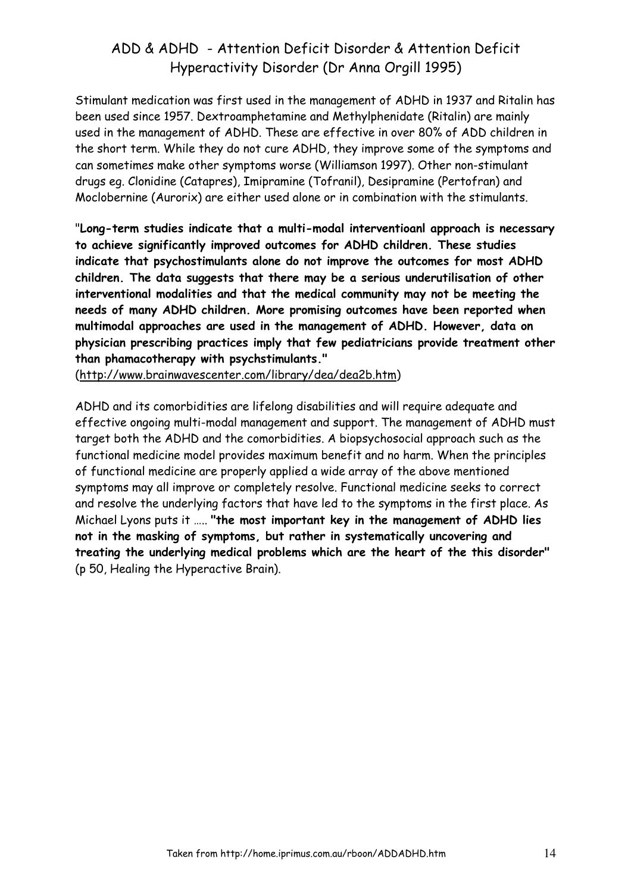# ADD & ADHD - Attention Deficit Disorder & Attention Deficit Hyperactivity Disorder (Dr Anna Orgill 1995)

Stimulant medication was first used in the management of ADHD in 1937 and Ritalin has been used since 1957. Dextroamphetamine and Methylphenidate (Ritalin) are mainly used in the management of ADHD. These are effective in over 80% of ADD children in the short term. While they do not cure ADHD, they improve some of the symptoms and can sometimes make other symptoms worse (Williamson 1997). Other non-stimulant drugs eg. Clonidine (Catapres), Imipramine (Tofranil), Desipramine (Pertofran) and Moclobernine (Aurorix) are either used alone or in combination with the stimulants.

"**Long-term studies indicate that a multi-modal interventioanl approach is necessary to achieve significantly improved outcomes for ADHD children. These studies indicate that psychostimulants alone do not improve the outcomes for most ADHD children. The data suggests that there may be a serious underutilisation of other interventional modalities and that the medical community may not be meeting the needs of many ADHD children. More promising outcomes have been reported when multimodal approaches are used in the management of ADHD. However, data on physician prescribing practices imply that few pediatricians provide treatment other than phamacotherapy with psychstimulants."**
(http://www.brainwavescenter.com/library/dea/dea2b.htm)

ADHD and its comorbidities are lifelong disabilities and will require adequate and effective ongoing multi-modal management and support. The management of ADHD must target both the ADHD and the comorbidities. A biopsychosocial approach such as the functional medicine model provides maximum benefit and no harm. When the principles of functional medicine are properly applied a wide array of the above mentioned symptoms may all improve or completely resolve. Functional medicine seeks to correct and resolve the underlying factors that have led to the symptoms in the first place. As Michael Lyons puts it ….. **"the most important key in the management of ADHD lies not in the masking of symptoms, but rather in systematically uncovering and treating the underlying medical problems which are the heart of the this disorder"** (p 50, Healing the Hyperactive Brain).

Taken from http://home.iprimus.com.au/rboon/ADDADHD.htm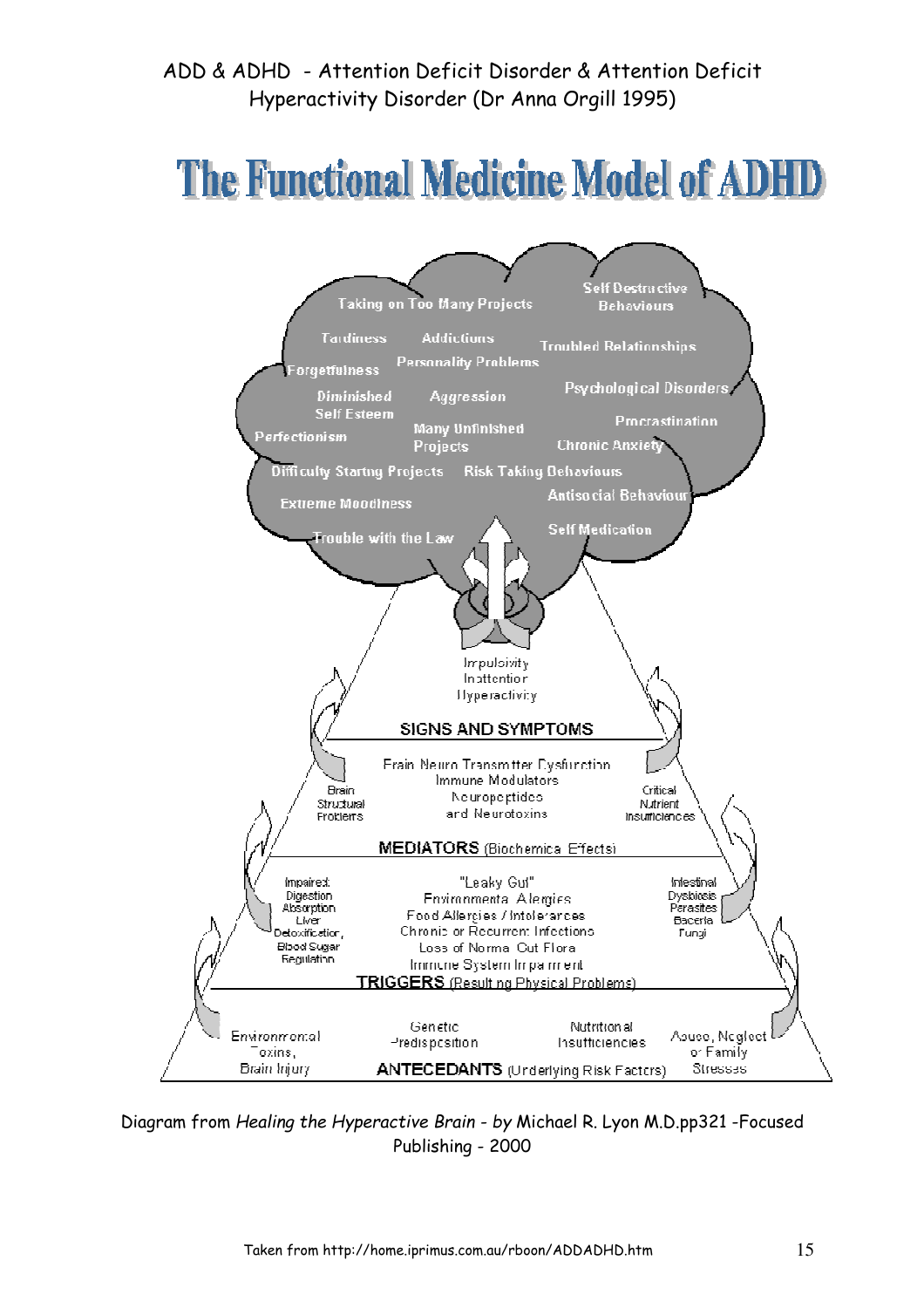ADD & ADHD - Attention Deficit Disorder & Attention Deficit Hyperactivity Disorder (Dr Anna Orgill 1995)

# The Functional Medicine Model of ADHD

Taking on Too Many Projects
Self Destructive Behaviours
Tardiness
Addictions
Troubled Relationships
Forgetfulness
Personality Problems
Diminished Self Esteem
Aggression
Psychological Disorders
Procrastination
Perfectionism
Many Unfinished Projects
Chronic Anxiety
Difficulty Starting Projects
Risk Taking Behaviours
Extreme Moodiness
Antisocial Behaviour
Trouble with the Law
Self Medication

Impulsivity
Inattention
Hyperactivity

SIGNS AND SYMPTOMS

Brain Structural Problems
Brain Neuro Transmitter Dysfunction
Immune Modulators
Neuropeptides
and Neurotoxins
Critical Nutrient Insufficiences

MEDIATORS (Biochemical Effects)

Impaired Digestion Absorption
Liver Detoxification,
Blood Sugar Regulation
"Leaky Gut"
Environmental Allergies
Food Allergies / Intolerances
Chronic or Recurrent Infections
Loss of Normal Gut Flora
Immune System Impairment
Intestinal Dysbiosis
Parasites
Bacteria
Fungi

TRIGGERS (Resulting Physical Problems)

Environmental Toxins,
Brain Injury
Genetic Predisposition
Nutritional Insufficiencies
Abuse, Neglect or Family Stresses

ANTECEDANTS (Underlying Risk Factors)

Diagram from *Healing the Hyperactive Brain - by* Michael R. Lyon M.D.pp321 -Focused Publishing - 2000

Taken from http://home.iprimus.com.au/rboon/ADDADHD.htm